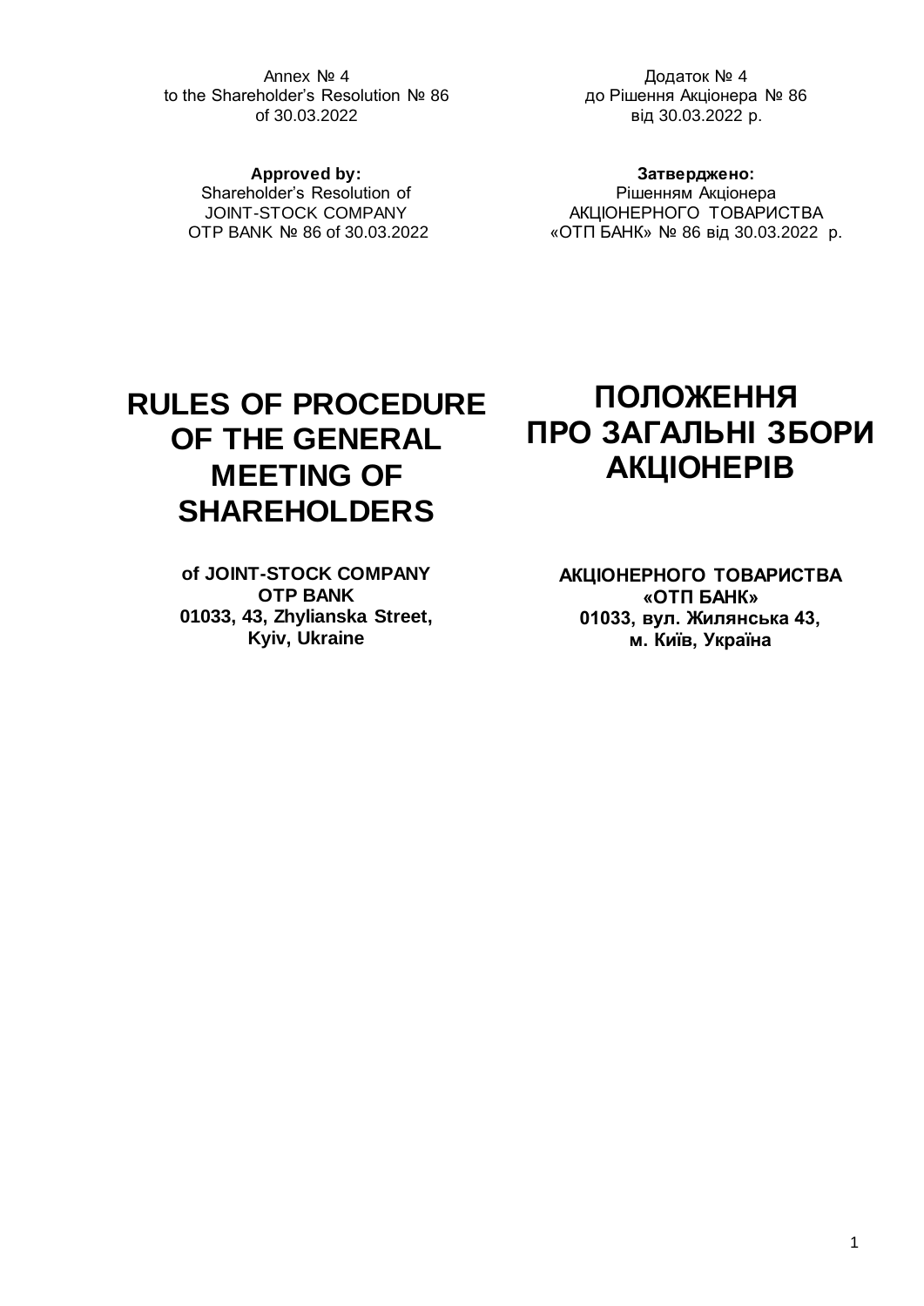Annex № 4
to the Shareholder's Resolution № 86
of 30.03.2022

Додаток № 4
до Рішення Акціонера № 86
від 30.03.2022 р.

**Approved by:**
Shareholder's Resolution of
JOINT-STOCK COMPANY
OTP BANK № 86 of 30.03.2022

**Затверджено:**
Рішенням Акціонера
АКЦІОНЕРНОГО ТОВАРИСТВА
«ОТП БАНК» № 86 від 30.03.2022 р.

# RULES OF PROCEDURE OF THE GENERAL MEETING OF SHAREHOLDERS

**of JOINT-STOCK COMPANY**
**OTP BANK**
**01033, 43, Zhylianska Street,**
**Kyiv, Ukraine**

# ПОЛОЖЕННЯ ПРО ЗАГАЛЬНІ ЗБОРИ АКЦІОНЕРІВ

**АКЦІОНЕРНОГО ТОВАРИСТВА**
**«ОТП БАНК»**
**01033, вул. Жилянська 43,**
**м. Київ, Україна**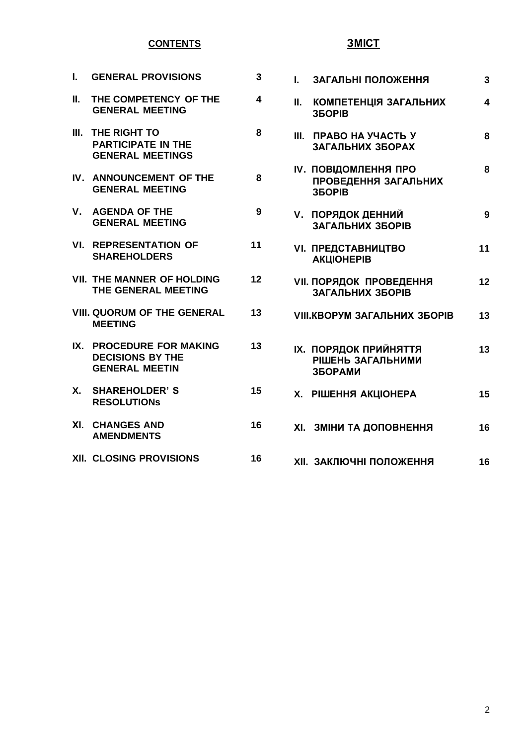| **CONTENTS** | | | **ЗМІСТ** | |
|---|---|---|---|---|
| **I.** | **GENERAL PROVISIONS** | **3** | **I. ЗАГАЛЬНІ ПОЛОЖЕННЯ** | **3** |
| **II.** | **THE COMPETENCY OF THE GENERAL MEETING** | **4** | **II. КОМПЕТЕНЦІЯ ЗАГАЛЬНИХ ЗБОРІВ** | **4** |
| **III.** | **THE RIGHT TO PARTICIPATE IN THE GENERAL MEETINGS** | **8** | **III. ПРАВО НА УЧАСТЬ У ЗАГАЛЬНИХ ЗБОРАХ** | **8** |
| **IV.** | **ANNOUNCEMENT OF THE GENERAL MEETING** | **8** | **IV. ПОВІДОМЛЕННЯ ПРО ПРОВЕДЕННЯ ЗАГАЛЬНИХ ЗБОРІВ** | **8** |
| **V.** | **AGENDA OF THE GENERAL MEETING** | **9** | **V. ПОРЯДОК ДЕННИЙ ЗАГАЛЬНИХ ЗБОРІВ** | **9** |
| **VI.** | **REPRESENTATION OF SHAREHOLDERS** | **11** | **VI. ПРЕДСТАВНИЦТВО АКЦІОНЕРІВ** | **11** |
| **VII.** | **THE MANNER OF HOLDING THE GENERAL MEETING** | **12** | **VII. ПОРЯДОК ПРОВЕДЕННЯ ЗАГАЛЬНИХ ЗБОРІВ** | **12** |
| **VIII.** | **QUORUM OF THE GENERAL MEETING** | **13** | **VIII.КВОРУМ ЗАГАЛЬНИХ ЗБОРІВ** | **13** |
| **IX.** | **PROCEDURE FOR MAKING DECISIONS BY THE GENERAL MEETIN** | **13** | **IX. ПОРЯДОК ПРИЙНЯТТЯ РІШЕНЬ ЗАГАЛЬНИМИ ЗБОРАМИ** | **13** |
| **X.** | **SHAREHOLDER' S RESOLUTIONs** | **15** | **X. РІШЕННЯ АКЦІОНЕРА** | **15** |
| **XI.** | **CHANGES AND AMENDMENTS** | **16** | **XI. ЗМІНИ ТА ДОПОВНЕННЯ** | **16** |
| **XII.** | **CLOSING PROVISIONS** | **16** | **XII. ЗАКЛЮЧНІ ПОЛОЖЕННЯ** | **16** |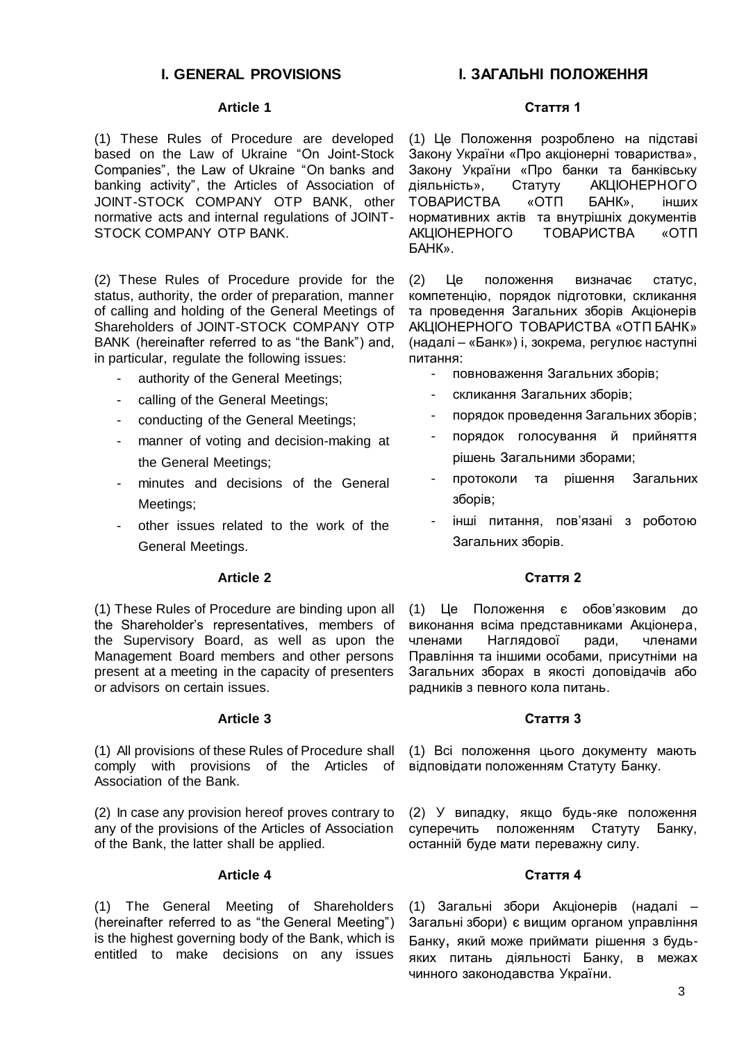## I. GENERAL PROVISIONS

### Article 1

(1) These Rules of Procedure are developed based on the Law of Ukraine "On Joint-Stock Companies", the Law of Ukraine "On banks and banking activity", the Articles of Association of JOINT-STOCK COMPANY OTP BANK, other normative acts and internal regulations of JOINT-STOCK COMPANY OTP BANK.

(2) These Rules of Procedure provide for the status, authority, the order of preparation, manner of calling and holding of the General Meetings of Shareholders of JOINT-STOCK COMPANY OTP BANK (hereinafter referred to as "the Bank") and, in particular, regulate the following issues:

- authority of the General Meetings;
- calling of the General Meetings;
- conducting of the General Meetings;
- manner of voting and decision-making at the General Meetings;
- minutes and decisions of the General Meetings;
- other issues related to the work of the General Meetings.

### Article 2

(1) These Rules of Procedure are binding upon all the Shareholder's representatives, members of the Supervisory Board, as well as upon the Management Board members and other persons present at a meeting in the capacity of presenters or advisors on certain issues.

### Article 3

(1) All provisions of these Rules of Procedure shall comply with provisions of the Articles of Association of the Bank.

(2) In case any provision hereof proves contrary to any of the provisions of the Articles of Association of the Bank, the latter shall be applied.

### Article 4

(1) The General Meeting of Shareholders (hereinafter referred to as "the General Meeting") is the highest governing body of the Bank, which is entitled to make decisions on any issues

## I. ЗАГАЛЬНІ ПОЛОЖЕННЯ

### Стаття 1

(1) Це Положення розроблено на підставі Закону України «Про акціонерні товариства», Закону України «Про банки та банківську діяльність», Статуту АКЦІОНЕРНОГО ТОВАРИСТВА «ОТП БАНК», інших нормативних актів та внутрішніх документів АКЦІОНЕРНОГО ТОВАРИСТВА «ОТП БАНК».

(2) Це положення визначає статус, компетенцію, порядок підготовки, скликання та проведення Загальних зборів Акціонерів АКЦІОНЕРНОГО ТОВАРИСТВА «ОТП БАНК» (надалі – «Банк») і, зокрема, регулює наступні питання:

- повноваження Загальних зборів;
- скликання Загальних зборів;
- порядок проведення Загальних зборів;
- порядок голосування й прийняття рішень Загальними зборами;
- протоколи та рішення Загальних зборів;
- інші питання, пов'язані з роботою Загальних зборів.

### Стаття 2

(1) Це Положення є обов'язковим до виконання всіма представниками Акціонера, членами Наглядової ради, членами Правління та іншими особами, присутніми на Загальних зборах в якості доповідачів або радників з певного кола питань.

### Стаття 3

(1) Всі положення цього документу мають відповідати положенням Статуту Банку.

(2) У випадку, якщо будь-яке положення суперечить положенням Статуту Банку, останній буде мати переважну силу.

### Стаття 4

(1) Загальні збори Акціонерів (надалі – Загальні збори) є вищим органом управління Банку, який може приймати рішення з будь-яких питань діяльності Банку, в межах чинного законодавства України.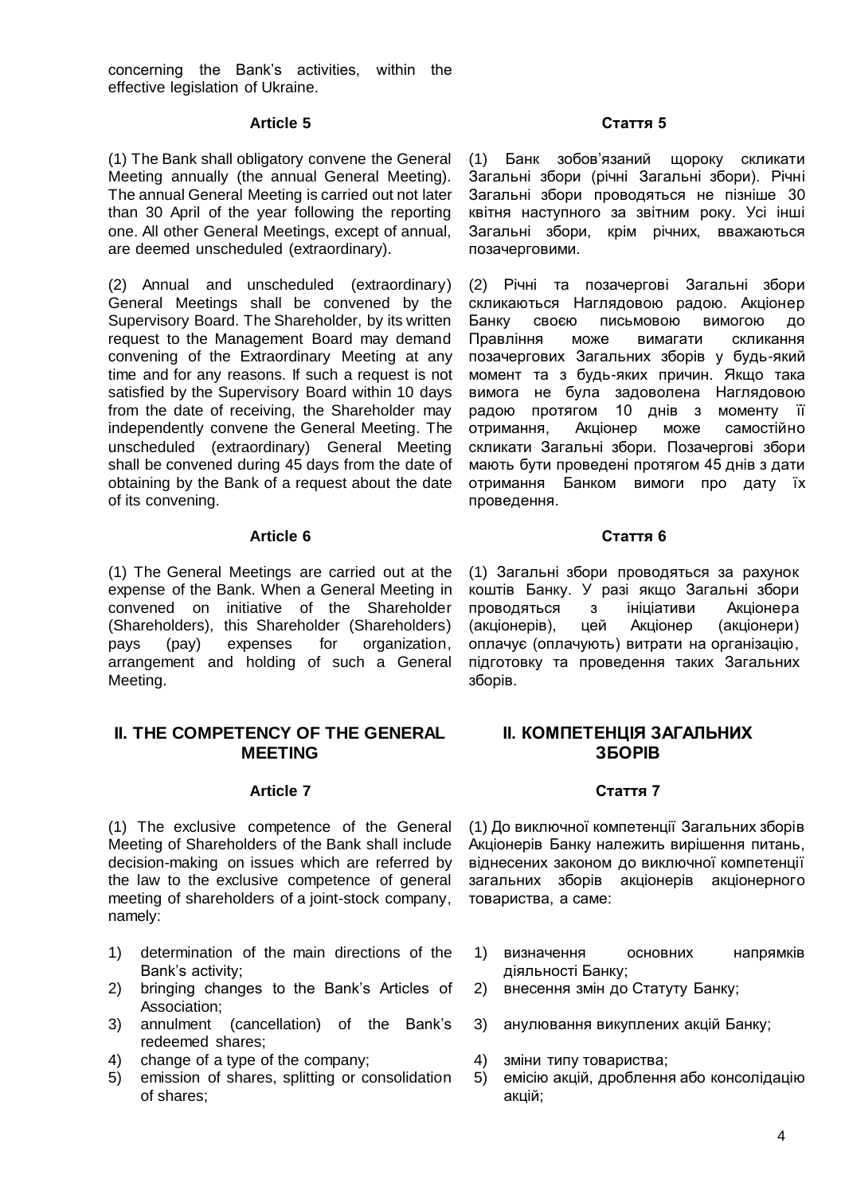concerning the Bank's activities, within the effective legislation of Ukraine.

### Article 5

(1) The Bank shall obligatory convene the General Meeting annually (the annual General Meeting). The annual General Meeting is carried out not later than 30 April of the year following the reporting one. All other General Meetings, except of annual, are deemed unscheduled (extraordinary).

(2) Annual and unscheduled (extraordinary) General Meetings shall be convened by the Supervisory Board. The Shareholder, by its written request to the Management Board may demand convening of the Extraordinary Meeting at any time and for any reasons. If such a request is not satisfied by the Supervisory Board within 10 days from the date of receiving, the Shareholder may independently convene the General Meeting. The unscheduled (extraordinary) General Meeting shall be convened during 45 days from the date of obtaining by the Bank of a request about the date of its convening.

### Article 6

(1) The General Meetings are carried out at the expense of the Bank. When a General Meeting in convened on initiative of the Shareholder (Shareholders), this Shareholder (Shareholders) pays (pay) expenses for organization, arrangement and holding of such a General Meeting.

## II. THE COMPETENCY OF THE GENERAL MEETING

### Article 7

(1) The exclusive competence of the General Meeting of Shareholders of the Bank shall include decision-making on issues which are referred by the law to the exclusive competence of general meeting of shareholders of a joint-stock company, namely:

1) determination of the main directions of the Bank's activity;
2) bringing changes to the Bank's Articles of Association;
3) annulment (cancellation) of the Bank's redeemed shares;
4) change of a type of the company;
5) emission of shares, splitting or consolidation of shares;

### Стаття 5

(1) Банк зобов'язаний щороку скликати Загальні збори (річні Загальні збори). Річні Загальні збори проводяться не пізніше 30 квітня наступного за звітним року. Усі інші Загальні збори, крім річних, вважаються позачерговими.

(2) Річні та позачергові Загальні збори скликаються Наглядовою радою. Акціонер Банку своєю письмовою вимогою до Правління може вимагати скликання позачергових Загальних зборів у будь-який момент та з будь-яких причин. Якщо така вимога не була задоволена Наглядовою радою протягом 10 днів з моменту її отримання, Акціонер може самостійно скликати Загальні збори. Позачергові збори мають бути проведені протягом 45 днів з дати отримання Банком вимоги про дату їх проведення.

### Стаття 6

(1) Загальні збори проводяться за рахунок коштів Банку. У разі якщо Загальні збори проводяться з ініціативи Акціонера (акціонерів), цей Акціонер (акціонери) оплачує (оплачують) витрати на організацію, підготовку та проведення таких Загальних зборів.

## II. КОМПЕТЕНЦІЯ ЗАГАЛЬНИХ ЗБОРІВ

### Стаття 7

(1) До виключної компетенції Загальних зборів Акціонерів Банку належить вирішення питань, віднесених законом до виключної компетенції загальних зборів акціонерів акціонерного товариства, а саме:

1) визначення основних напрямків діяльності Банку;
2) внесення змін до Статуту Банку;
3) анулювання викуплених акцій Банку;
4) зміни типу товариства;
5) емісію акцій, дроблення або консолідацію акцій;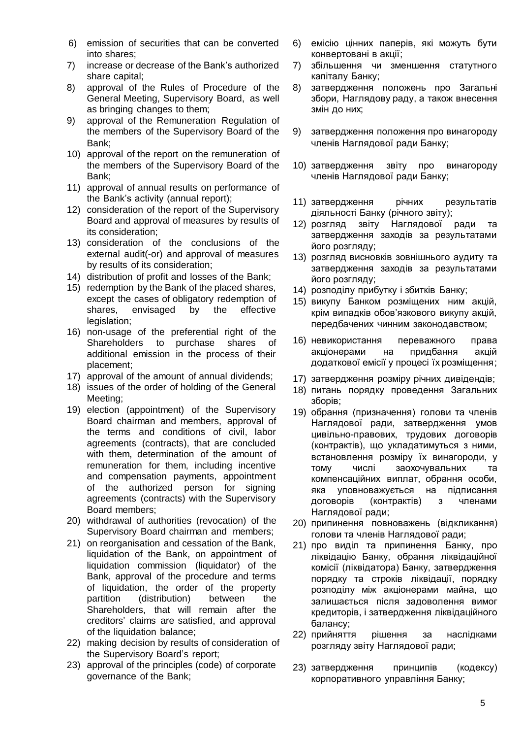6) emission of securities that can be converted into shares;
7) increase or decrease of the Bank's authorized share capital;
8) approval of the Rules of Procedure of the General Meeting, Supervisory Board, as well as bringing changes to them;
9) approval of the Remuneration Regulation of the members of the Supervisory Board of the Bank;
10) approval of the report on the remuneration of the members of the Supervisory Board of the Bank;
11) approval of annual results on performance of the Bank's activity (annual report);
12) consideration of the report of the Supervisory Board and approval of measures by results of its consideration;
13) consideration of the conclusions of the external audit(-or) and approval of measures by results of its consideration;
14) distribution of profit and losses of the Bank;
15) redemption by the Bank of the placed shares, except the cases of obligatory redemption of shares, envisaged by the effective legislation;
16) non-usage of the preferential right of the Shareholders to purchase shares of additional emission in the process of their placement;
17) approval of the amount of annual dividends;
18) issues of the order of holding of the General Meeting;
19) election (appointment) of the Supervisory Board chairman and members, approval of the terms and conditions of civil, labor agreements (contracts), that are concluded with them, determination of the amount of remuneration for them, including incentive and compensation payments, appointment of the authorized person for signing agreements (contracts) with the Supervisory Board members;
20) withdrawal of authorities (revocation) of the Supervisory Board chairman and members;
21) on reorganisation and cessation of the Bank, liquidation of the Bank, on appointment of liquidation commission (liquidator) of the Bank, approval of the procedure and terms of liquidation, the order of the property partition (distribution) between the Shareholders, that will remain after the creditors' claims are satisfied, and approval of the liquidation balance;
22) making decision by results of consideration of the Supervisory Board's report;
23) approval of the principles (code) of corporate governance of the Bank;

6) емісію цінних паперів, які можуть бути конвертовані в акції;
7) збільшення чи зменшення статутного капіталу Банку;
8) затвердження положень про Загальні збори, Наглядову раду, а також внесення змін до них;
9) затвердження положення про винагороду членів Наглядової ради Банку;
10) затвердження звіту про винагороду членів Наглядової ради Банку;
11) затвердження річних результатів діяльності Банку (річного звіту);
12) розгляд звіту Наглядової ради та затвердження заходів за результатами його розгляду;
13) розгляд висновків зовнішнього аудиту та затвердження заходів за результатами його розгляду;
14) розподілу прибутку і збитків Банку;
15) викупу Банком розміщених ним акцій, крім випадків обов'язкового викупу акцій, передбачених чинним законодавством;
16) невикористання переважного права акціонерами на придбання акцій додаткової емісії у процесі їх розміщення;
17) затвердження розміру річних дивідендів;
18) питань порядку проведення Загальних зборів;
19) обрання (призначення) голови та членів Наглядової ради, затвердження умов цивільно-правових, трудових договорів (контрактів), що укладатимуться з ними, встановлення розміру їх винагороди, у тому числі заохочувальних та компенсаційних виплат, обрання особи, яка уповноважується на підписання договорів (контрактів) з членами Наглядової ради;
20) припинення повноважень (відкликання) голови та членів Наглядової ради;
21) про виділ та припинення Банку, про ліквідацію Банку, обрання ліквідаційної комісії (ліквідатора) Банку, затвердження порядку та строків ліквідації, порядку розподілу між акціонерами майна, що залишається після задоволення вимог кредиторів, і затвердження ліквідаційного балансу;
22) прийняття рішення за наслідками розгляду звіту Наглядової ради;
23) затвердження принципів (кодексу) корпоративного управління Банку;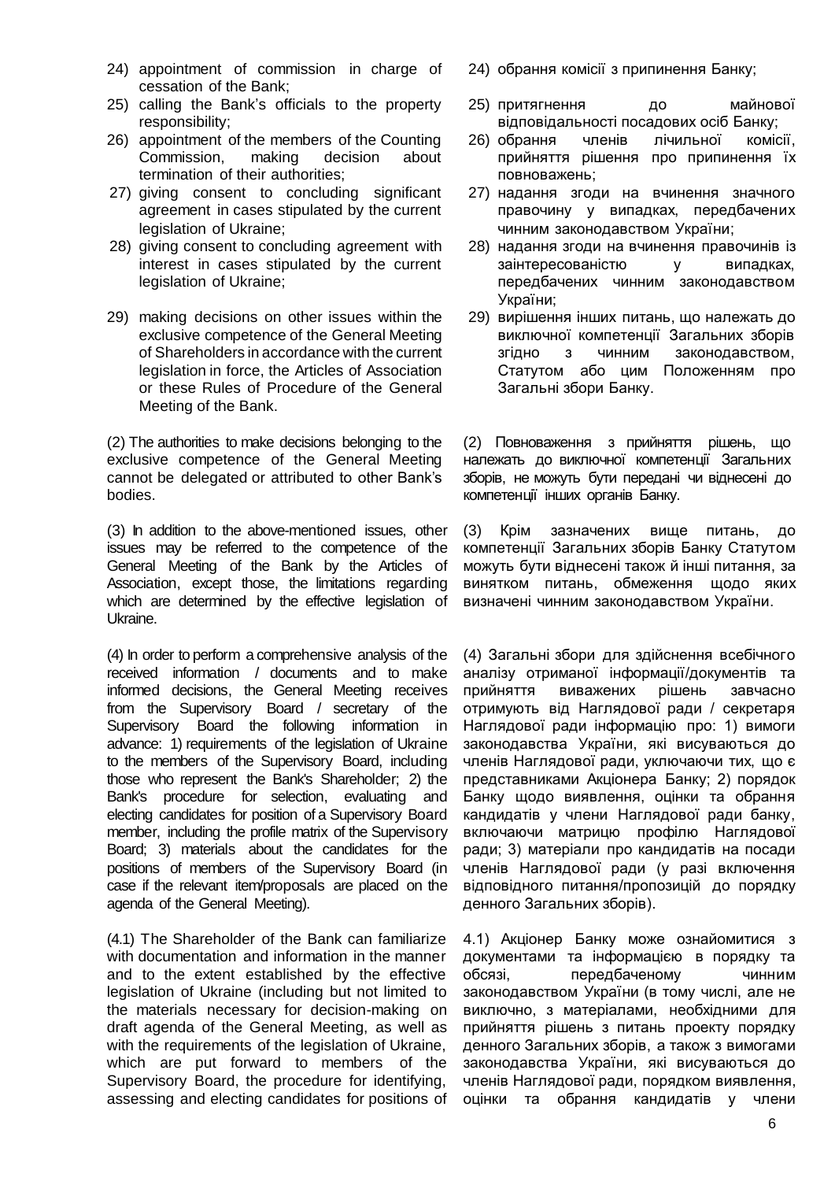24) appointment of commission in charge of cessation of the Bank;
25) calling the Bank's officials to the property responsibility;
26) appointment of the members of the Counting Commission, making decision about termination of their authorities;
27) giving consent to concluding significant agreement in cases stipulated by the current legislation of Ukraine;
28) giving consent to concluding agreement with interest in cases stipulated by the current legislation of Ukraine;
29) making decisions on other issues within the exclusive competence of the General Meeting of Shareholders in accordance with the current legislation in force, the Articles of Association or these Rules of Procedure of the General Meeting of the Bank.

(2) The authorities to make decisions belonging to the exclusive competence of the General Meeting cannot be delegated or attributed to other Bank's bodies.

(3) In addition to the above-mentioned issues, other issues may be referred to the competence of the General Meeting of the Bank by the Articles of Association, except those, the limitations regarding which are determined by the effective legislation of Ukraine.

(4) In order to perform a comprehensive analysis of the received information / documents and to make informed decisions, the General Meeting receives from the Supervisory Board / secretary of the Supervisory Board the following information in advance: 1) requirements of the legislation of Ukraine to the members of the Supervisory Board, including those who represent the Bank's Shareholder; 2) the Bank's procedure for selection, evaluating and electing candidates for position of a Supervisory Board member, including the profile matrix of the Supervisory Board; 3) materials about the candidates for the positions of members of the Supervisory Board (in case if the relevant item/proposals are placed on the agenda of the General Meeting).

(4.1) The Shareholder of the Bank can familiarize with documentation and information in the manner and to the extent established by the effective legislation of Ukraine (including but not limited to the materials necessary for decision-making on draft agenda of the General Meeting, as well as with the requirements of the legislation of Ukraine, which are put forward to members of the Supervisory Board, the procedure for identifying, assessing and electing candidates for positions of

24) обрання комісії з припинення Банку;
25) притягнення до майнової відповідальності посадових осіб Банку;
26) обрання членів лічильної комісії, прийняття рішення про припинення їх повноважень;
27) надання згоди на вчинення значного правочину у випадках, передбачених чинним законодавством України;
28) надання згоди на вчинення правочинів із заінтересованістю у випадках, передбачених чинним законодавством України;
29) вирішення інших питань, що належать до виключної компетенції Загальних зборів згідно з чинним законодавством, Статутом або цим Положенням про Загальні збори Банку.

(2) Повноваження з прийняття рішень, що належать до виключної компетенції Загальних зборів, не можуть бути передані чи віднесені до компетенції інших органів Банку.

(3) Крім зазначених вище питань, до компетенції Загальних зборів Банку Статутом можуть бути віднесені також й інші питання, за винятком питань, обмеження щодо яких визначені чинним законодавством України.

(4) Загальні збори для здійснення всебічного аналізу отриманої інформації/документів та прийняття виважених рішень завчасно отримують від Наглядової ради / секретаря Наглядової ради інформацію про: 1) вимоги законодавства України, які висуваються до членів Наглядової ради, уключаючи тих, що є представниками Акціонера Банку; 2) порядок Банку щодо виявлення, оцінки та обрання кандидатів у члени Наглядової ради банку, включаючи матрицю профілю Наглядової ради; 3) матеріали про кандидатів на посади членів Наглядової ради (у разі включення відповідного питання/пропозицій до порядку денного Загальних зборів).

4.1) Акціонер Банку може ознайомитися з документами та інформацією в порядку та обсязі, передбаченому чинним законодавством України (в тому числі, але не виключно, з матеріалами, необхідними для прийняття рішень з питань проекту порядку денного Загальних зборів, а також з вимогами законодавства України, які висуваються до членів Наглядової ради, порядком виявлення, оцінки та обрання кандидатів у члени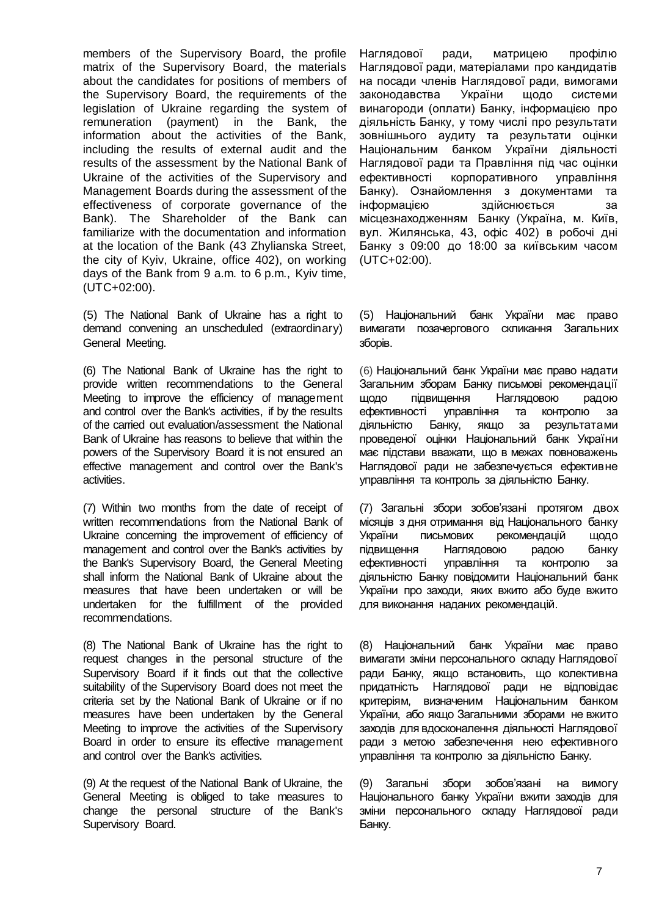members of the Supervisory Board, the profile matrix of the Supervisory Board, the materials about the candidates for positions of members of the Supervisory Board, the requirements of the legislation of Ukraine regarding the system of remuneration (payment) in the Bank, the information about the activities of the Bank, including the results of external audit and the results of the assessment by the National Bank of Ukraine of the activities of the Supervisory and Management Boards during the assessment of the effectiveness of corporate governance of the Bank). The Shareholder of the Bank can familiarize with the documentation and information at the location of the Bank (43 Zhylianska Street, the city of Kyiv, Ukraine, office 402), on working days of the Bank from 9 a.m. to 6 p.m., Kyiv time, (UTC+02:00).

Наглядової ради, матрицею профілю Наглядової ради, матеріалами про кандидатів на посади членів Наглядової ради, вимогами законодавства України щодо системи винагороди (оплати) Банку, інформацією про діяльність Банку, у тому числі про результати зовнішнього аудиту та результати оцінки Національним банком України діяльності Наглядової ради та Правління під час оцінки ефективності корпоративного управління Банку). Ознайомлення з документами та інформацією здійснюється за місцезнаходженням Банку (Україна, м. Київ, вул. Жилянська, 43, офіс 402) в робочі дні Банку з 09:00 до 18:00 за київським часом (UTC+02:00).

(5) The National Bank of Ukraine has a right to demand convening an unscheduled (extraordinary) General Meeting.

(5) Національний банк України має право вимагати позачергового скликання Загальних зборів.

(6) The National Bank of Ukraine has the right to provide written recommendations to the General Meeting to improve the efficiency of management and control over the Bank's activities, if by the results of the carried out evaluation/assessment the National Bank of Ukraine has reasons to believe that within the powers of the Supervisory Board it is not ensured an effective management and control over the Bank's activities.

(6) Національний банк України має право надати Загальним зборам Банку письмові рекомендації щодо підвищення Наглядовою радою ефективності управління та контролю за діяльністю Банку, якщо за результатами проведеної оцінки Національний банк України має підстави вважати, що в межах повноважень Наглядової ради не забезпечується ефективне управління та контроль за діяльністю Банку.

(7) Within two months from the date of receipt of written recommendations from the National Bank of Ukraine concerning the improvement of efficiency of management and control over the Bank's activities by the Bank's Supervisory Board, the General Meeting shall inform the National Bank of Ukraine about the measures that have been undertaken or will be undertaken for the fulfillment of the provided recommendations.

(7) Загальні збори зобов'язані протягом двох місяців з дня отримання від Національного банку України письмових рекомендацій щодо підвищення Наглядовою радою банку ефективності управління та контролю за діяльністю Банку повідомити Національний банк України про заходи, яких вжито або буде вжито для виконання наданих рекомендацій.

(8) The National Bank of Ukraine has the right to request changes in the personal structure of the Supervisory Board if it finds out that the collective suitability of the Supervisory Board does not meet the criteria set by the National Bank of Ukraine or if no measures have been undertaken by the General Meeting to improve the activities of the Supervisory Board in order to ensure its effective management and control over the Bank's activities.

(8) Національний банк України має право вимагати зміни персонального складу Наглядової ради Банку, якщо встановить, що колективна придатність Наглядової ради не відповідає критеріям, визначеним Національним банком України, або якщо Загальними зборами не вжито заходів для вдосконалення діяльності Наглядової ради з метою забезпечення нею ефективного управління та контролю за діяльністю Банку.

(9) At the request of the National Bank of Ukraine, the General Meeting is obliged to take measures to change the personal structure of the Bank's Supervisory Board.

(9) Загальні збори зобов'язані на вимогу Національного банку України вжити заходів для зміни персонального складу Наглядової ради Банку.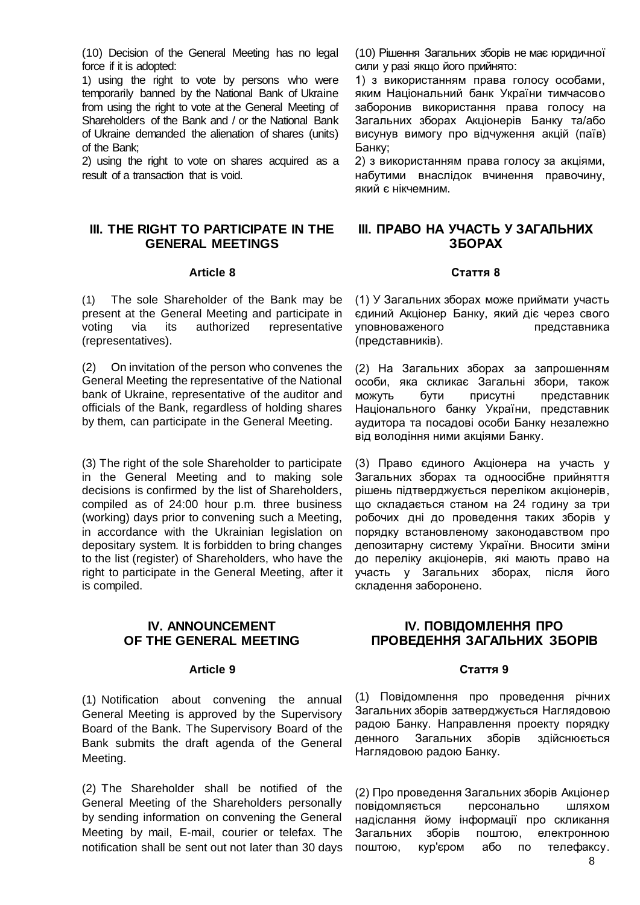(10) Decision of the General Meeting has no legal force if it is adopted:

1) using the right to vote by persons who were temporarily banned by the National Bank of Ukraine from using the right to vote at the General Meeting of Shareholders of the Bank and / or the National Bank of Ukraine demanded the alienation of shares (units) of the Bank;

2) using the right to vote on shares acquired as a result of a transaction that is void.

(10) Рішення Загальних зборів не має юридичної сили у разі якщо його прийнято:

1) з використанням права голосу особами, яким Національний банк України тимчасово заборонив використання права голосу на Загальних зборах Акціонерів Банку та/або висунув вимогу про відчуження акцій (паїв) Банку;

2) з використанням права голосу за акціями, набутими внаслідок вчинення правочину, який є нікчемним.

## III. THE RIGHT TO PARTICIPATE IN THE GENERAL MEETINGS

## III. ПРАВО НА УЧАСТЬ У ЗАГАЛЬНИХ ЗБОРАХ

### Article 8

### Стаття 8

(1) The sole Shareholder of the Bank may be present at the General Meeting and participate in voting via its authorized representative (representatives).

(1) У Загальних зборах може приймати участь єдиний Акціонер Банку, який діє через свого уповноваженого представника (представників).

(2) On invitation of the person who convenes the General Meeting the representative of the National bank of Ukraine, representative of the auditor and officials of the Bank, regardless of holding shares by them, can participate in the General Meeting.

(2) На Загальних зборах за запрошенням особи, яка скликає Загальні збори, також можуть бути присутні представник Національного банку України, представник аудитора та посадові особи Банку незалежно від володіння ними акціями Банку.

(3) The right of the sole Shareholder to participate in the General Meeting and to making sole decisions is confirmed by the list of Shareholders, compiled as of 24:00 hour p.m. three business (working) days prior to convening such a Meeting, in accordance with the Ukrainian legislation on depositary system. It is forbidden to bring changes to the list (register) of Shareholders, who have the right to participate in the General Meeting, after it is compiled.

(3) Право єдиного Акціонера на участь у Загальних зборах та одноосібне прийняття рішень підтверджується переліком акціонерів, що складається станом на 24 годину за три робочих дні до проведення таких зборів у порядку встановленому законодавством про депозитарну систему України. Вносити зміни до переліку акціонерів, які мають право на участь у Загальних зборах, після його складення заборонено.

## IV. ANNOUNCEMENT OF THE GENERAL MEETING

## IV. ПОВІДОМЛЕННЯ ПРО ПРОВЕДЕННЯ ЗАГАЛЬНИХ ЗБОРІВ

### Article 9

### Стаття 9

(1) Notification about convening the annual General Meeting is approved by the Supervisory Board of the Bank. The Supervisory Board of the Bank submits the draft agenda of the General Meeting.

(1) Повідомлення про проведення річних Загальних зборів затверджується Наглядовою радою Банку. Направлення проекту порядку денного Загальних зборів здійснюється Наглядовою радою Банку.

(2) The Shareholder shall be notified of the General Meeting of the Shareholders personally by sending information on convening the General Meeting by mail, E-mail, courier or telefax. The notification shall be sent out not later than 30 days

(2) Про проведення Загальних зборів Акціонер повідомляється персонально шляхом надіслання йому інформації про скликання Загальних зборів поштою, електронною поштою, кур'єром або по телефаксу.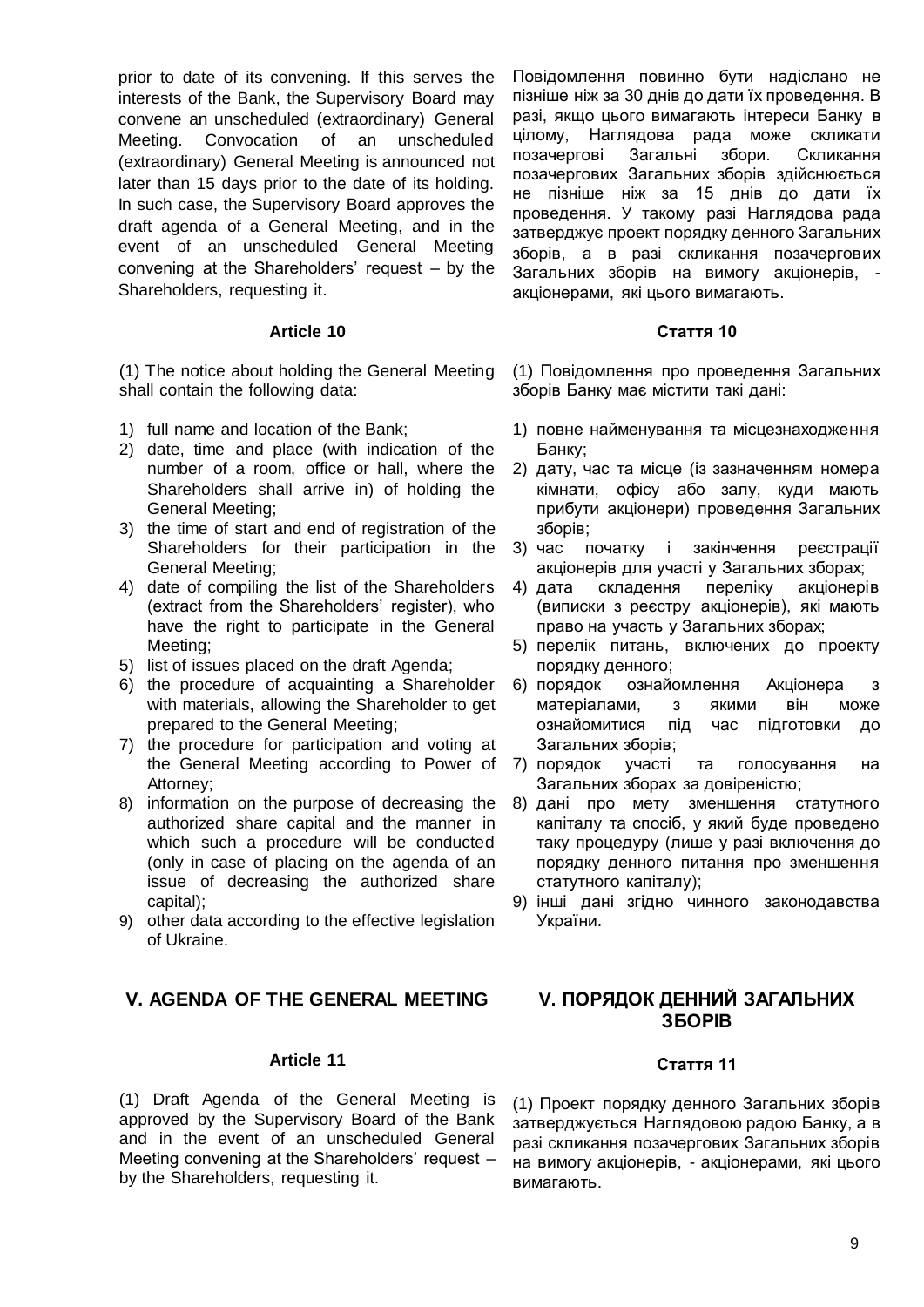prior to date of its convening. If this serves the interests of the Bank, the Supervisory Board may convene an unscheduled (extraordinary) General Meeting. Convocation of an unscheduled (extraordinary) General Meeting is announced not later than 15 days prior to the date of its holding. In such case, the Supervisory Board approves the draft agenda of a General Meeting, and in the event of an unscheduled General Meeting convening at the Shareholders' request – by the Shareholders, requesting it.

### Article 10

(1) The notice about holding the General Meeting shall contain the following data:

1) full name and location of the Bank;
2) date, time and place (with indication of the number of a room, office or hall, where the Shareholders shall arrive in) of holding the General Meeting;
3) the time of start and end of registration of the Shareholders for their participation in the General Meeting;
4) date of compiling the list of the Shareholders (extract from the Shareholders' register), who have the right to participate in the General Meeting;
5) list of issues placed on the draft Agenda;
6) the procedure of acquainting a Shareholder with materials, allowing the Shareholder to get prepared to the General Meeting;
7) the procedure for participation and voting at the General Meeting according to Power of Attorney;
8) information on the purpose of decreasing the authorized share capital and the manner in which such a procedure will be conducted (only in case of placing on the agenda of an issue of decreasing the authorized share capital);
9) other data according to the effective legislation of Ukraine.

## V. AGENDA OF THE GENERAL MEETING

### Article 11

(1) Draft Agenda of the General Meeting is approved by the Supervisory Board of the Bank and in the event of an unscheduled General Meeting convening at the Shareholders' request – by the Shareholders, requesting it.

Повідомлення повинно бути надіслано не пізніше ніж за 30 днів до дати їх проведення. В разі, якщо цього вимагають інтереси Банку в цілому, Наглядова рада може скликати позачергові Загальні збори. Скликання позачергових Загальних зборів здійснюється не пізніше ніж за 15 днів до дати їх проведення. У такому разі Наглядова рада затверджує проект порядку денного Загальних зборів, а в разі скликання позачергових Загальних зборів на вимогу акціонерів, - акціонерами, які цього вимагають.

### Стаття 10

(1) Повідомлення про проведення Загальних зборів Банку має містити такі дані:

1) повне найменування та місцезнаходження Банку;
2) дату, час та місце (із зазначенням номера кімнати, офісу або залу, куди мають прибути акціонери) проведення Загальних зборів;
3) час початку і закінчення реєстрації акціонерів для участі у Загальних зборах;
4) дата складення переліку акціонерів (виписки з реєстру акціонерів), які мають право на участь у Загальних зборах;
5) перелік питань, включених до проекту порядку денного;
6) порядок ознайомлення Акціонера з матеріалами, з якими він може ознайомитися під час підготовки до Загальних зборів;
7) порядок участі та голосування на Загальних зборах за довіреністю;
8) дані про мету зменшення статутного капіталу та спосіб, у який буде проведено таку процедуру (лише у разі включення до порядку денного питання про зменшення статутного капіталу);
9) інші дані згідно чинного законодавства України.

## V. ПОРЯДОК ДЕННИЙ ЗАГАЛЬНИХ ЗБОРІВ

### Стаття 11

(1) Проект порядку денного Загальних зборів затверджується Наглядовою радою Банку, а в разі скликання позачергових Загальних зборів на вимогу акціонерів, - акціонерами, які цього вимагають.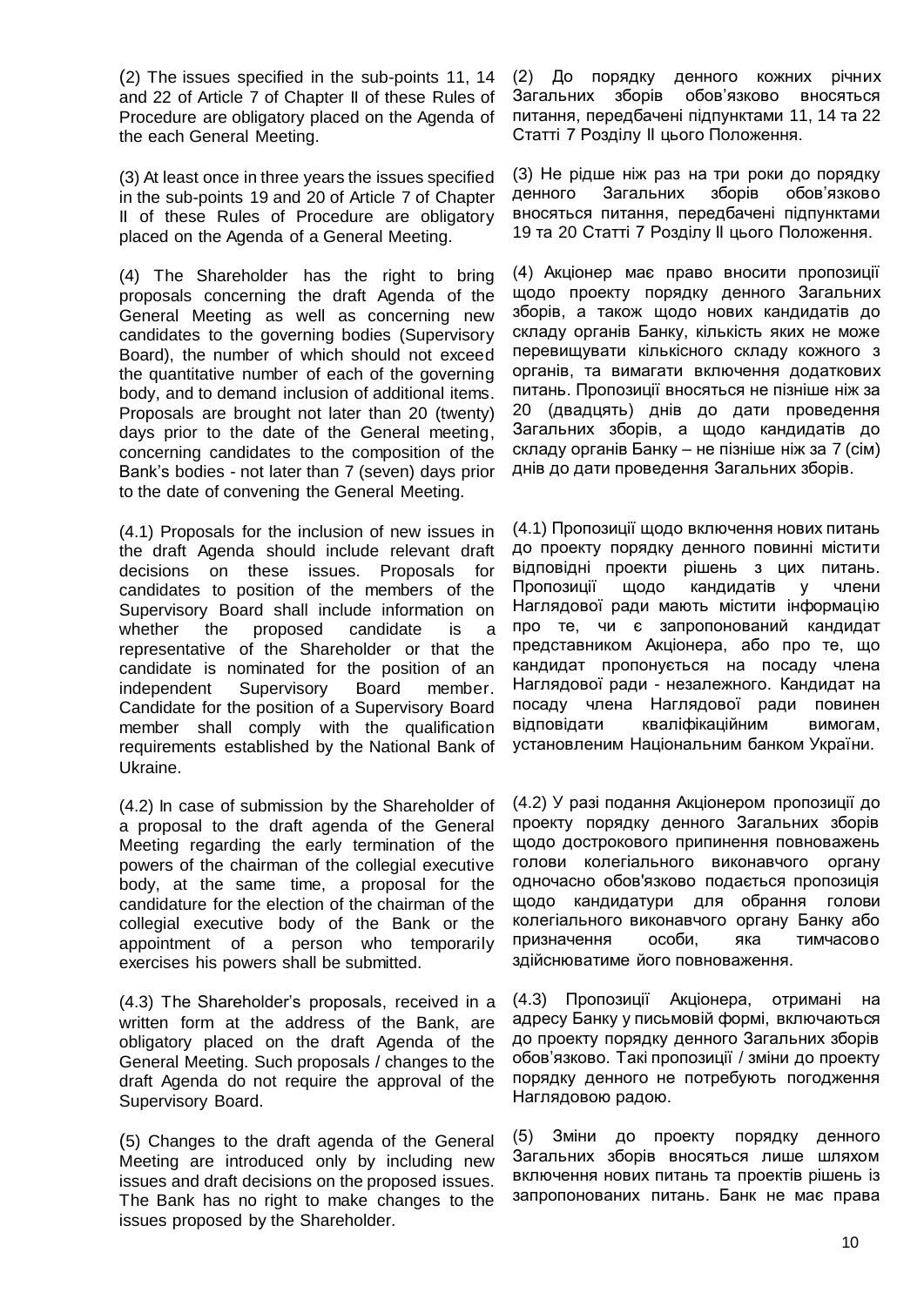(2) The issues specified in the sub-points 11, 14 and 22 of Article 7 of Chapter II of these Rules of Procedure are obligatory placed on the Agenda of the each General Meeting.

(2) До порядку денного кожних річних Загальних зборів обов'язково вносяться питання, передбачені підпунктами 11, 14 та 22 Статті 7 Розділу II цього Положення.

(3) At least once in three years the issues specified in the sub-points 19 and 20 of Article 7 of Chapter II of these Rules of Procedure are obligatory placed on the Agenda of a General Meeting.

(3) Не рідше ніж раз на три роки до порядку денного Загальних зборів обов'язково вносяться питання, передбачені підпунктами 19 та 20 Статті 7 Розділу II цього Положення.

(4) The Shareholder has the right to bring proposals concerning the draft Agenda of the General Meeting as well as concerning new candidates to the governing bodies (Supervisory Board), the number of which should not exceed the quantitative number of each of the governing body, and to demand inclusion of additional items. Proposals are brought not later than 20 (twenty) days prior to the date of the General meeting, concerning candidates to the composition of the Bank's bodies - not later than 7 (seven) days prior to the date of convening the General Meeting.

(4) Акціонер має право вносити пропозиції щодо проекту порядку денного Загальних зборів, а також щодо нових кандидатів до складу органів Банку, кількість яких не може перевищувати кількісного складу кожного з органів, та вимагати включення додаткових питань. Пропозиції вносяться не пізніше ніж за 20 (двадцять) днів до дати проведення Загальних зборів, а щодо кандидатів до складу органів Банку – не пізніше ніж за 7 (сім) днів до дати проведення Загальних зборів.

(4.1) Proposals for the inclusion of new issues in the draft Agenda should include relevant draft decisions on these issues. Proposals for candidates to position of the members of the Supervisory Board shall include information on whether the proposed candidate is a representative of the Shareholder or that the candidate is nominated for the position of an independent Supervisory Board member. Candidate for the position of a Supervisory Board member shall comply with the qualification requirements established by the National Bank of Ukraine.

(4.1) Пропозиції щодо включення нових питань до проекту порядку денного повинні містити відповідні проекти рішень з цих питань. Пропозиції щодо кандидатів у члени Наглядової ради мають містити інформацію про те, чи є запропонований кандидат представником Акціонера, або про те, що кандидат пропонується на посаду члена Наглядової ради - незалежного. Кандидат на посаду члена Наглядової ради повинен відповідати кваліфікаційним вимогам, установленим Національним банком України.

(4.2) In case of submission by the Shareholder of a proposal to the draft agenda of the General Meeting regarding the early termination of the powers of the chairman of the collegial executive body, at the same time, a proposal for the candidature for the election of the chairman of the collegial executive body of the Bank or the appointment of a person who temporarily exercises his powers shall be submitted.

(4.2) У разі подання Акціонером пропозиції до проекту порядку денного Загальних зборів щодо дострокового припинення повноважень голови колегіального виконавчого органу одночасно обов'язково подається пропозиція щодо кандидатури для обрання голови колегіального виконавчого органу Банку або призначення особи, яка тимчасово здійснюватиме його повноваження.

(4.3) The Shareholder's proposals, received in a written form at the address of the Bank, are obligatory placed on the draft Agenda of the General Meeting. Such proposals / changes to the draft Agenda do not require the approval of the Supervisory Board.

(4.3) Пропозиції Акціонера, отримані на адресу Банку у письмовій формі, включаються до проекту порядку денного Загальних зборів обов'язково. Такі пропозиції / зміни до проекту порядку денного не потребують погодження Наглядовою радою.

(5) Changes to the draft agenda of the General Meeting are introduced only by including new issues and draft decisions on the proposed issues. The Bank has no right to make changes to the issues proposed by the Shareholder.

(5) Зміни до проекту порядку денного Загальних зборів вносяться лише шляхом включення нових питань та проектів рішень із запропонованих питань. Банк не має права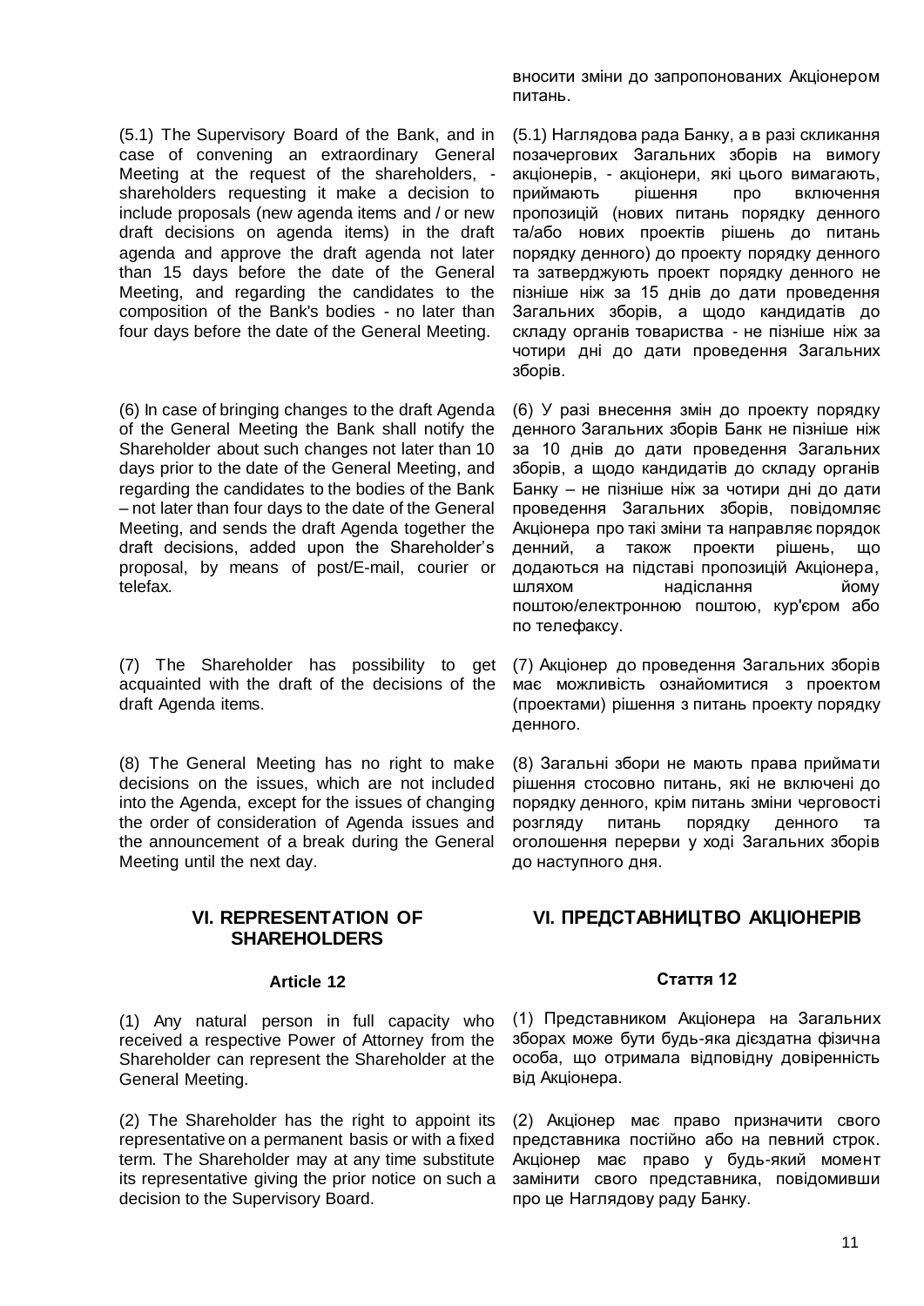вносити зміни до запропонованих Акціонером питань.

(5.1) The Supervisory Board of the Bank, and in case of convening an extraordinary General Meeting at the request of the shareholders, - shareholders requesting it make a decision to include proposals (new agenda items and / or new draft decisions on agenda items) in the draft agenda and approve the draft agenda not later than 15 days before the date of the General Meeting, and regarding the candidates to the composition of the Bank's bodies - no later than four days before the date of the General Meeting.

(5.1) Наглядова рада Банку, а в разі скликання позачергових Загальних зборів на вимогу акціонерів, - акціонери, які цього вимагають, приймають рішення про включення пропозицій (нових питань порядку денного та/або нових проектів рішень до питань порядку денного) до проекту порядку денного та затверджують проект порядку денного не пізніше ніж за 15 днів до дати проведення Загальних зборів, а щодо кандидатів до складу органів товариства - не пізніше ніж за чотири дні до дати проведення Загальних зборів.

(6) In case of bringing changes to the draft Agenda of the General Meeting the Bank shall notify the Shareholder about such changes not later than 10 days prior to the date of the General Meeting, and regarding the candidates to the bodies of the Bank – not later than four days to the date of the General Meeting, and sends the draft Agenda together the draft decisions, added upon the Shareholder's proposal, by means of post/E-mail, courier or telefax.

(6) У разі внесення змін до проекту порядку денного Загальних зборів Банк не пізніше ніж за 10 днів до дати проведення Загальних зборів, а щодо кандидатів до складу органів Банку – не пізніше ніж за чотири дні до дати проведення Загальних зборів, повідомляє Акціонера про такі зміни та направляє порядок денний, а також проекти рішень, що додаються на підставі пропозицій Акціонера, шляхом надіслання йому поштою/електронною поштою, кур'єром або по телефаксу.

(7) The Shareholder has possibility to get acquainted with the draft of the decisions of the draft Agenda items.

(7) Акціонер до проведення Загальних зборів має можливість ознайомитися з проектом (проектами) рішення з питань проекту порядку денного.

(8) The General Meeting has no right to make decisions on the issues, which are not included into the Agenda, except for the issues of changing the order of consideration of Agenda issues and the announcement of a break during the General Meeting until the next day.

(8) Загальні збори не мають права приймати рішення стосовно питань, які не включені до порядку денного, крім питань зміни черговості розгляду питань порядку денного та оголошення перерви у ході Загальних зборів до наступного дня.

## VI. REPRESENTATION OF SHAREHOLDERS

## VI. ПРЕДСТАВНИЦТВО АКЦІОНЕРІВ

### Article 12

### Стаття 12

(1) Any natural person in full capacity who received a respective Power of Attorney from the Shareholder can represent the Shareholder at the General Meeting.

(1) Представником Акціонера на Загальних зборах може бути будь-яка дієздатна фізична особа, що отримала відповідну довіреність від Акціонера.

(2) The Shareholder has the right to appoint its representative on a permanent basis or with a fixed term. The Shareholder may at any time substitute its representative giving the prior notice on such a decision to the Supervisory Board.

(2) Акціонер має право призначити свого представника постійно або на певний строк. Акціонер має право у будь-який момент замінити свого представника, повідомивши про це Наглядову раду Банку.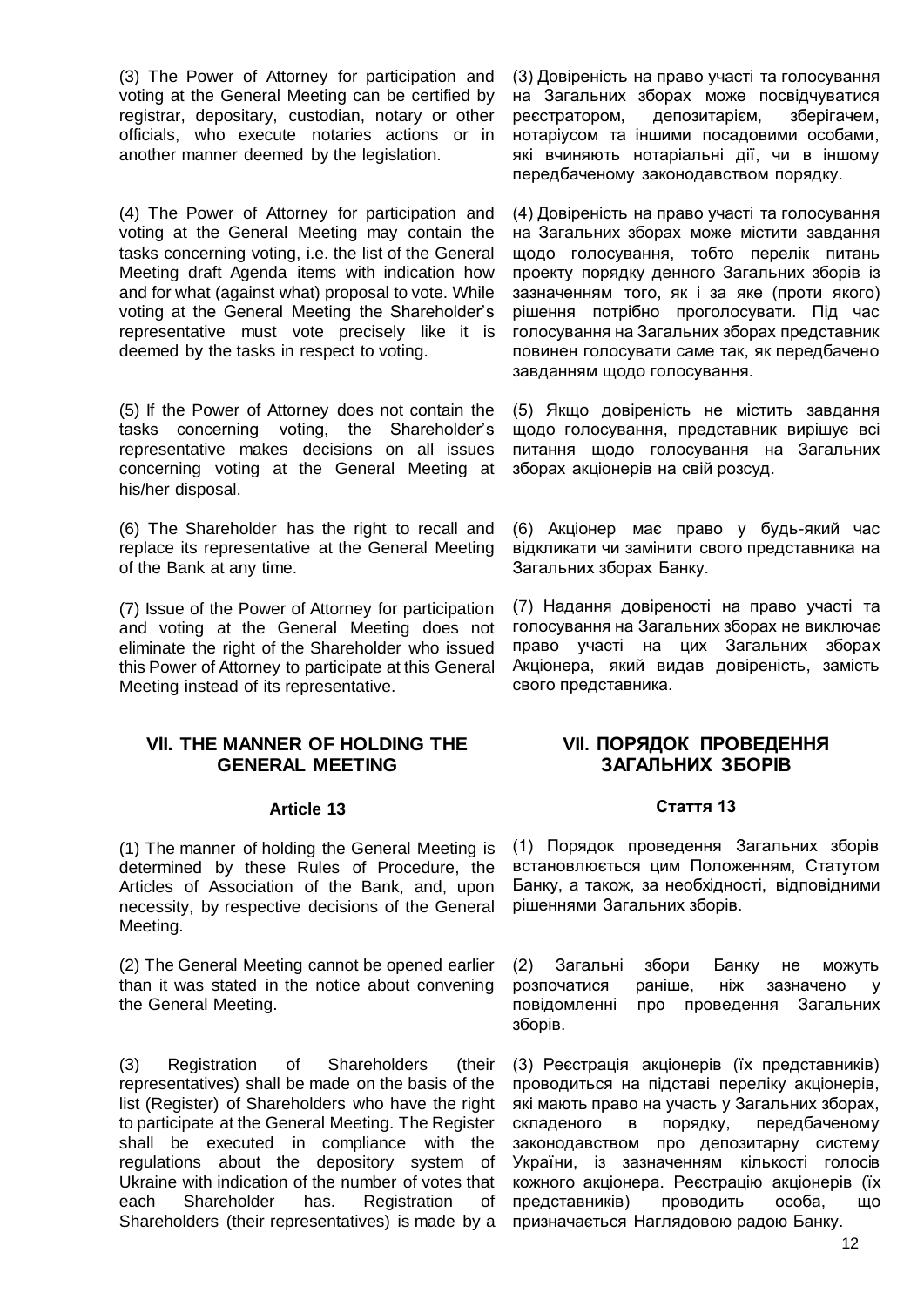(3) The Power of Attorney for participation and voting at the General Meeting can be certified by registrar, depositary, custodian, notary or other officials, who execute notaries actions or in another manner deemed by the legislation.

(3) Довіреність на право участі та голосування на Загальних зборах може посвідчуватися реєстратором, депозитарієм, зберігачем, нотаріусом та іншими посадовими особами, які вчиняють нотаріальні дії, чи в іншому передбаченому законодавством порядку.

(4) The Power of Attorney for participation and voting at the General Meeting may contain the tasks concerning voting, i.e. the list of the General Meeting draft Agenda items with indication how and for what (against what) proposal to vote. While voting at the General Meeting the Shareholder's representative must vote precisely like it is deemed by the tasks in respect to voting.

(4) Довіреність на право участі та голосування на Загальних зборах може містити завдання щодо голосування, тобто перелік питань проекту порядку денного Загальних зборів із зазначенням того, як і за яке (проти якого) рішення потрібно проголосувати. Під час голосування на Загальних зборах представник повинен голосувати саме так, як передбачено завданням щодо голосування.

(5) If the Power of Attorney does not contain the tasks concerning voting, the Shareholder's representative makes decisions on all issues concerning voting at the General Meeting at his/her disposal.

(5) Якщо довіреність не містить завдання щодо голосування, представник вирішує всі питання щодо голосування на Загальних зборах акціонерів на свій розсуд.

(6) The Shareholder has the right to recall and replace its representative at the General Meeting of the Bank at any time.

(6) Акціонер має право у будь-який час відкликати чи замінити свого представника на Загальних зборах Банку.

(7) Issue of the Power of Attorney for participation and voting at the General Meeting does not eliminate the right of the Shareholder who issued this Power of Attorney to participate at this General Meeting instead of its representative.

(7) Надання довіреності на право участі та голосування на Загальних зборах не виключає право участі на цих Загальних зборах Акціонера, який видав довіреність, замість свого представника.

## VII. THE MANNER OF HOLDING THE GENERAL MEETING

## VII. ПОРЯДОК ПРОВЕДЕННЯ ЗАГАЛЬНИХ ЗБОРІВ

### Article 13

### Стаття 13

(1) The manner of holding the General Meeting is determined by these Rules of Procedure, the Articles of Association of the Bank, and, upon necessity, by respective decisions of the General Meeting.

(1) Порядок проведення Загальних зборів встановлюється цим Положенням, Статутом Банку, а також, за необхідності, відповідними рішеннями Загальних зборів.

(2) The General Meeting cannot be opened earlier than it was stated in the notice about convening the General Meeting.

(2) Загальні збори Банку не можуть розпочатися раніше, ніж зазначено у повідомленні про проведення Загальних зборів.

(3) Registration of Shareholders (their representatives) shall be made on the basis of the list (Register) of Shareholders who have the right to participate at the General Meeting. The Register shall be executed in compliance with the regulations about the depository system of Ukraine with indication of the number of votes that each Shareholder has. Registration of Shareholders (their representatives) is made by a

(3) Реєстрація акціонерів (їх представників) проводиться на підставі переліку акціонерів, які мають право на участь у Загальних зборах, складеного в порядку, передбаченому законодавством про депозитарну систему України, із зазначенням кількості голосів кожного акціонера. Реєстрацію акціонерів (їх представників) проводить особа, що призначається Наглядовою радою Банку.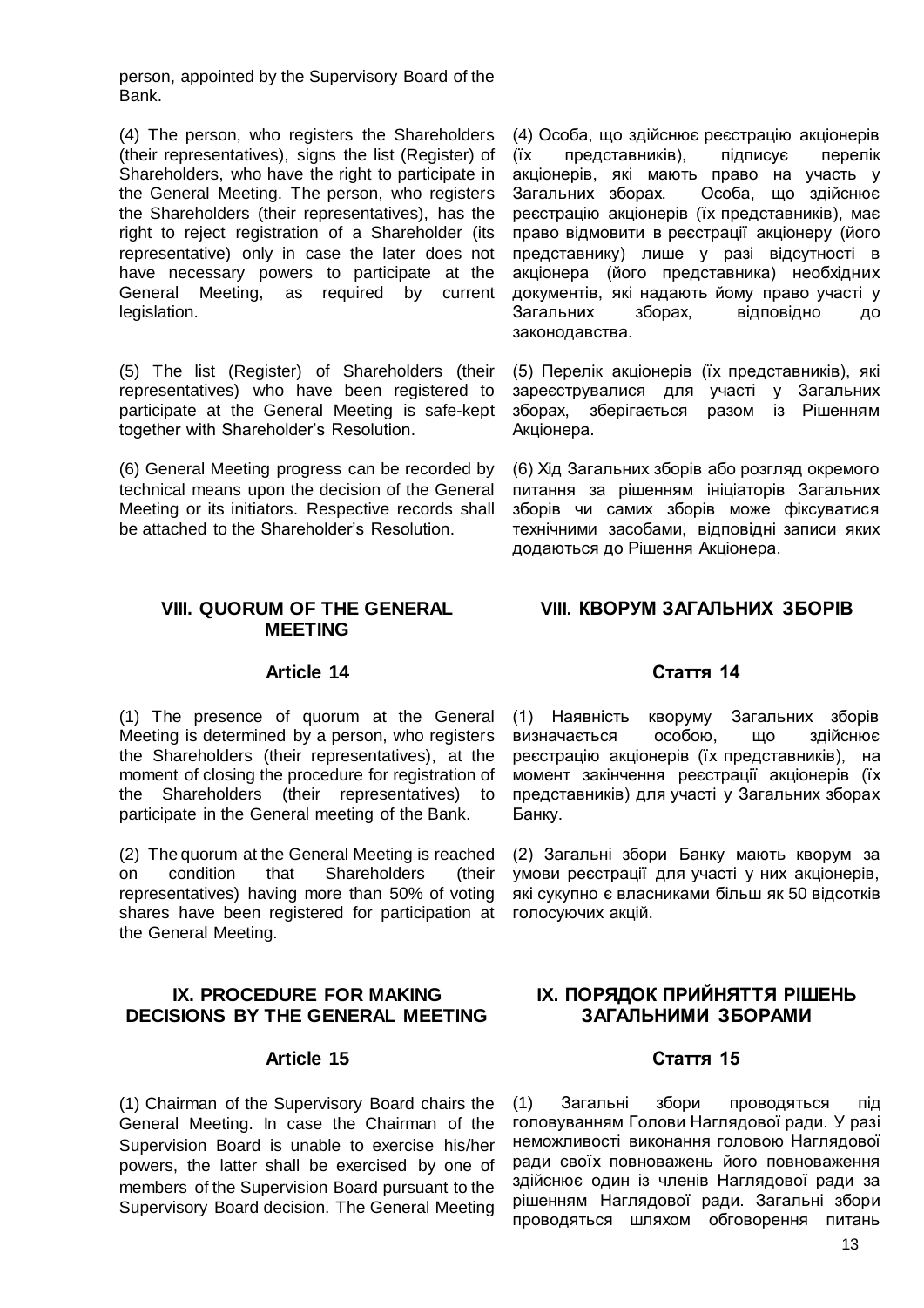person, appointed by the Supervisory Board of the Bank.

(4) The person, who registers the Shareholders (their representatives), signs the list (Register) of Shareholders, who have the right to participate in the General Meeting. The person, who registers the Shareholders (their representatives), has the right to reject registration of a Shareholder (its representative) only in case the later does not have necessary powers to participate at the General Meeting, as required by current legislation.

(4) Особа, що здійснює реєстрацію акціонерів (їх представників), підписує перелік акціонерів, які мають право на участь у Загальних зборах. Особа, що здійснює реєстрацію акціонерів (їх представників), має право відмовити в реєстрації акціонеру (його представнику) лише у разі відсутності в акціонера (його представника) необхідних документів, які надають йому право участі у Загальних зборах, відповідно до законодавства.

(5) The list (Register) of Shareholders (their representatives) who have been registered to participate at the General Meeting is safe-kept together with Shareholder's Resolution.

(5) Перелік акціонерів (їх представників), які зареєструвалися для участі у Загальних зборах, зберігається разом із Рішенням Акціонера.

(6) General Meeting progress can be recorded by technical means upon the decision of the General Meeting or its initiators. Respective records shall be attached to the Shareholder's Resolution.

(6) Хід Загальних зборів або розгляд окремого питання за рішенням ініціаторів Загальних зборів чи самих зборів може фіксуватися технічними засобами, відповідні записи яких додаються до Рішення Акціонера.

## VIII. QUORUM OF THE GENERAL MEETING

## VIII. КВОРУМ ЗАГАЛЬНИХ ЗБОРІВ

### Article 14

### Стаття 14

(1) The presence of quorum at the General Meeting is determined by a person, who registers the Shareholders (their representatives), at the moment of closing the procedure for registration of the Shareholders (their representatives) to participate in the General meeting of the Bank.

(1) Наявність кворуму Загальних зборів визначається особою, що здійснює реєстрацію акціонерів (їх представників), на момент закінчення реєстрації акціонерів (їх представників) для участі у Загальних зборах Банку.

(2) The quorum at the General Meeting is reached on condition that Shareholders (their representatives) having more than 50% of voting shares have been registered for participation at the General Meeting.

(2) Загальні збори Банку мають кворум за умови реєстрації для участі у них акціонерів, які сукупно є власниками більш як 50 відсотків голосуючих акцій.

## IX. PROCEDURE FOR MAKING DECISIONS BY THE GENERAL MEETING

## IX. ПОРЯДОК ПРИЙНЯТТЯ РІШЕНЬ ЗАГАЛЬНИМИ ЗБОРАМИ

### Article 15

### Стаття 15

(1) Chairman of the Supervisory Board chairs the General Meeting. In case the Chairman of the Supervision Board is unable to exercise his/her powers, the latter shall be exercised by one of members of the Supervision Board pursuant to the Supervisory Board decision. The General Meeting

(1) Загальні збори проводяться під головуванням Голови Наглядової ради. У разі неможливості виконання головою Наглядової ради своїх повноважень його повноваження здійснює один із членів Наглядової ради за рішенням Наглядової ради. Загальні збори проводяться шляхом обговорення питань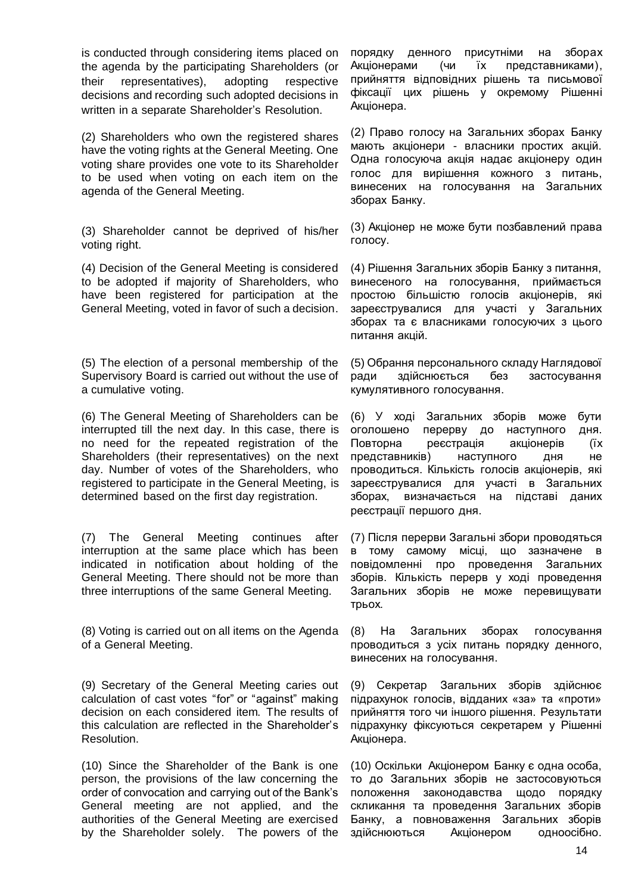is conducted through considering items placed on the agenda by the participating Shareholders (or their representatives), adopting respective decisions and recording such adopted decisions in written in a separate Shareholder's Resolution.

порядку денного присутніми на зборах Акціонерами (чи їх представниками), прийняття відповідних рішень та письмової фіксації цих рішень у окремому Рішенні Акціонера.

(2) Shareholders who own the registered shares have the voting rights at the General Meeting. One voting share provides one vote to its Shareholder to be used when voting on each item on the agenda of the General Meeting.

(2) Право голосу на Загальних зборах Банку мають акціонери - власники простих акцій. Одна голосуюча акція надає акціонеру один голос для вирішення кожного з питань, винесених на голосування на Загальних зборах Банку.

(3) Shareholder cannot be deprived of his/her voting right.

(3) Акціонер не може бути позбавлений права голосу.

(4) Decision of the General Meeting is considered to be adopted if majority of Shareholders, who have been registered for participation at the General Meeting, voted in favor of such a decision.

(4) Рішення Загальних зборів Банку з питання, винесеного на голосування, приймається простою більшістю голосів акціонерів, які зареєструвалися для участі у Загальних зборах та є власниками голосуючих з цього питання акцій.

(5) The election of a personal membership of the Supervisory Board is carried out without the use of a cumulative voting.

(5) Обрання персонального складу Наглядової ради здійснюється без застосування кумулятивного голосування.

(6) The General Meeting of Shareholders can be interrupted till the next day. In this case, there is no need for the repeated registration of the Shareholders (their representatives) on the next day. Number of votes of the Shareholders, who registered to participate in the General Meeting, is determined based on the first day registration.

(6) У ході Загальних зборів може бути оголошено перерву до наступного дня. Повторна реєстрація акціонерів (їх представників) наступного дня не проводиться. Кількість голосів акціонерів, які зареєструвалися для участі в Загальних зборах, визначається на підставі даних реєстрації першого дня.

(7) The General Meeting continues after interruption at the same place which has been indicated in notification about holding of the General Meeting. There should not be more than three interruptions of the same General Meeting.

(7) Після перерви Загальні збори проводяться в тому самому місці, що зазначене в повідомленні про проведення Загальних зборів. Кількість перерв у ході проведення Загальних зборів не може перевищувати трьох.

(8) Voting is carried out on all items on the Agenda of a General Meeting.

(8) На Загальних зборах голосування проводиться з усіх питань порядку денного, винесених на голосування.

(9) Secretary of the General Meeting caries out calculation of cast votes "for" or "against" making decision on each considered item. The results of this calculation are reflected in the Shareholder's Resolution.

(9) Секретар Загальних зборів здійснює підрахунок голосів, відданих «за» та «проти» прийняття того чи іншого рішення. Результати підрахунку фіксуються секретарем у Рішенні Акціонера.

(10) Since the Shareholder of the Bank is one person, the provisions of the law concerning the order of convocation and carrying out of the Bank's General meeting are not applied, and the authorities of the General Meeting are exercised by the Shareholder solely. The powers of the

(10) Оскільки Акціонером Банку є одна особа, то до Загальних зборів не застосовуються положення законодавства щодо порядку скликання та проведення Загальних зборів Банку, а повноваження Загальних зборів здійснюються Акціонером одноосібно.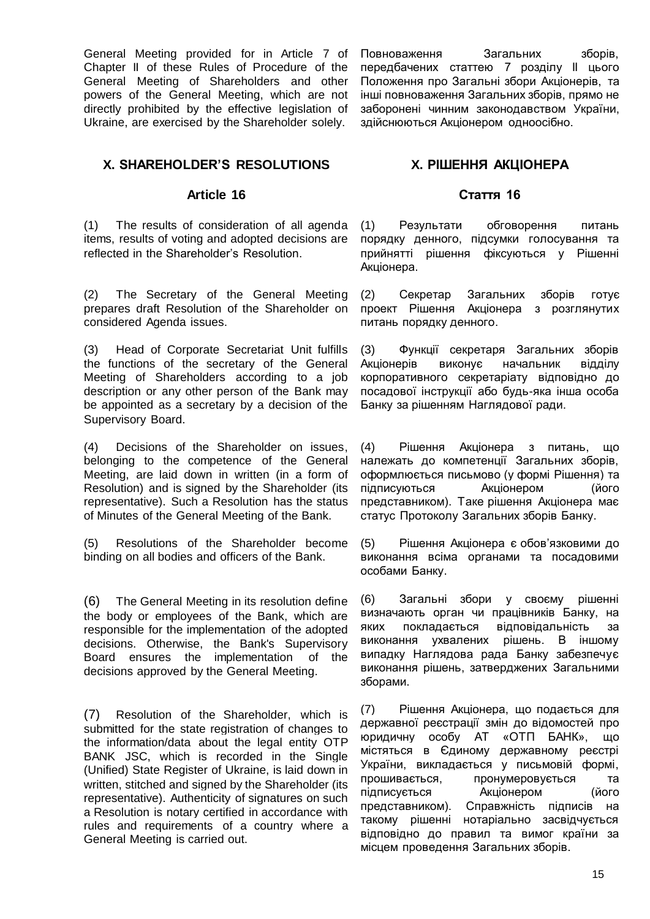General Meeting provided for in Article 7 of Chapter II of these Rules of Procedure of the General Meeting of Shareholders and other powers of the General Meeting, which are not directly prohibited by the effective legislation of Ukraine, are exercised by the Shareholder solely.

Повноваження Загальних зборів, передбачених статтею 7 розділу II цього Положення про Загальні збори Акціонерів, та інші повноваження Загальних зборів, прямо не заборонені чинним законодавством України, здійснюються Акціонером одноосібно.

## X. SHAREHOLDER'S RESOLUTIONS

### Article 16

(1) The results of consideration of all agenda items, results of voting and adopted decisions are reflected in the Shareholder's Resolution.

(2) The Secretary of the General Meeting prepares draft Resolution of the Shareholder on considered Agenda issues.

(3) Head of Corporate Secretariat Unit fulfills the functions of the secretary of the General Meeting of Shareholders according to a job description or any other person of the Bank may be appointed as a secretary by a decision of the Supervisory Board.

(4) Decisions of the Shareholder on issues, belonging to the competence of the General Meeting, are laid down in written (in a form of Resolution) and is signed by the Shareholder (its representative). Such a Resolution has the status of Minutes of the General Meeting of the Bank.

(5) Resolutions of the Shareholder become binding on all bodies and officers of the Bank.

(6) The General Meeting in its resolution define the body or employees of the Bank, which are responsible for the implementation of the adopted decisions. Otherwise, the Bank's Supervisory Board ensures the implementation of the decisions approved by the General Meeting.

(7) Resolution of the Shareholder, which is submitted for the state registration of changes to the information/data about the legal entity OTP BANK JSC, which is recorded in the Single (Unified) State Register of Ukraine, is laid down in written, stitched and signed by the Shareholder (its representative). Authenticity of signatures on such a Resolution is notary certified in accordance with rules and requirements of a country where a General Meeting is carried out.

## X. РІШЕННЯ АКЦІОНЕРА

### Стаття 16

(1) Результати обговорення питань порядку денного, підсумки голосування та прийнятті рішення фіксуються у Рішенні Акціонера.

(2) Секретар Загальних зборів готує проект Рішення Акціонера з розглянутих питань порядку денного.

(3) Функції секретаря Загальних зборів Акціонерів виконує начальник відділу корпоративного секретаріату відповідно до посадової інструкції або будь-яка інша особа Банку за рішенням Наглядової ради.

(4) Рішення Акціонера з питань, що належать до компетенції Загальних зборів, оформлюється письмово (у формі Рішення) та підписуються Акціонером (його представником). Таке рішення Акціонера має статус Протоколу Загальних зборів Банку.

(5) Рішення Акціонера є обов'язковими до виконання всіма органами та посадовими особами Банку.

(6) Загальні збори у своєму рішенні визначають орган чи працівників Банку, на яких покладається відповідальність за виконання ухвалених рішень. В іншому випадку Наглядова рада Банку забезпечує виконання рішень, затверджених Загальними зборами.

(7) Рішення Акціонера, що подається для державної реєстрації змін до відомостей про юридичну особу АТ «ОТП БАНК», що містяться в Єдиному державному реєстрі України, викладається у письмовій формі, прошивається, пронумеровується та підписується Акціонером (його представником). Справжність підписів на такому рішенні нотаріально засвідчується відповідно до правил та вимог країни за місцем проведення Загальних зборів.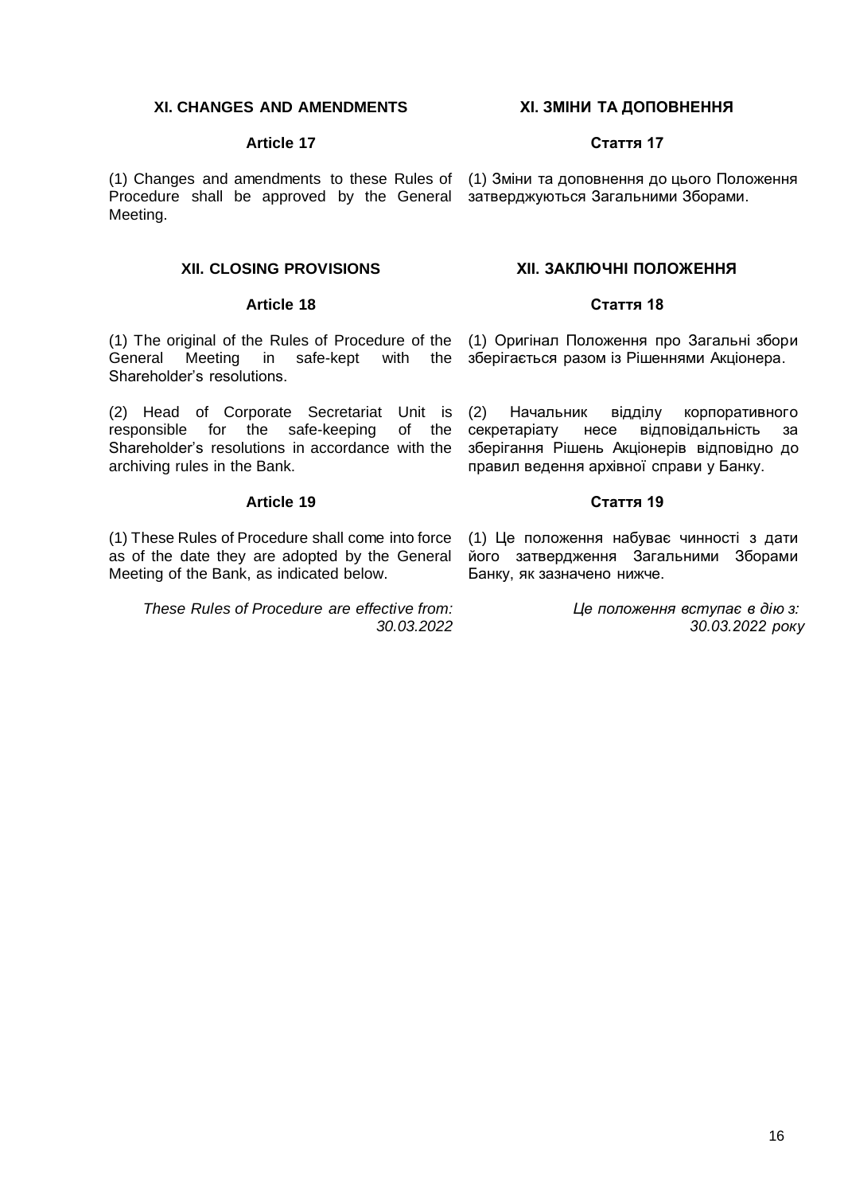## XI. CHANGES AND AMENDMENTS

### Article 17

(1) Changes and amendments to these Rules of Procedure shall be approved by the General Meeting.

## XI. ЗМІНИ ТА ДОПОВНЕННЯ

### Стаття 17

(1) Зміни та доповнення до цього Положення затверджуються Загальними Зборами.

## XII. CLOSING PROVISIONS

### Article 18

(1) The original of the Rules of Procedure of the General Meeting in safe-kept with the Shareholder's resolutions.

(2) Head of Corporate Secretariat Unit is responsible for the safe-keeping of the Shareholder's resolutions in accordance with the archiving rules in the Bank.

### Article 19

(1) These Rules of Procedure shall come into force as of the date they are adopted by the General Meeting of the Bank, as indicated below.

*These Rules of Procedure are effective from: 30.03.2022*

## XII. ЗАКЛЮЧНІ ПОЛОЖЕННЯ

### Стаття 18

(1) Оригінал Положення про Загальні збори зберігається разом із Рішеннями Акціонера.

(2) Начальник відділу корпоративного секретаріату несе відповідальність за зберігання Рішень Акціонерів відповідно до правил ведення архівної справи у Банку.

### Стаття 19

(1) Це положення набуває чинності з дати його затвердження Загальними Зборами Банку, як зазначено нижче.

*Це положення вступає в дію з: 30.03.2022 року*